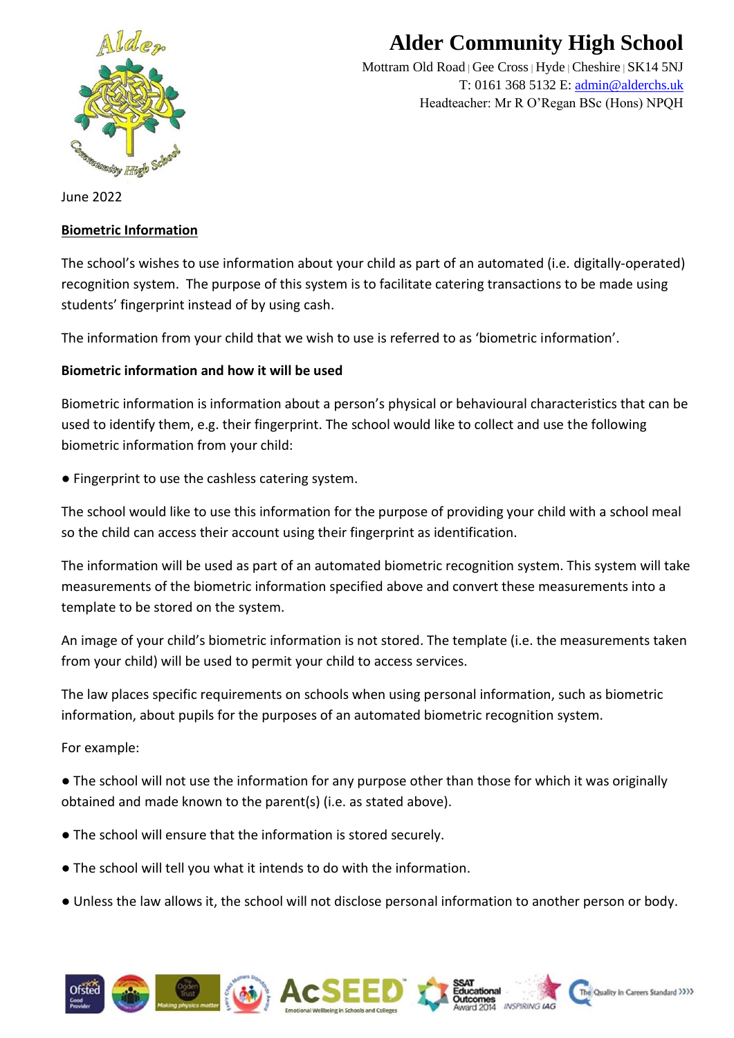# Alder Community High School

Mottram Old Road | Gee Cross | Hyde | Cheshire | SK14 5NJ
T: 0161 368 5132 E: admin@alderchs.uk
Headteacher: Mr R O'Regan BSc (Hons) NPQH

June 2022

**Biometric Information**

The school's wishes to use information about your child as part of an automated (i.e. digitally-operated) recognition system. The purpose of this system is to facilitate catering transactions to be made using students' fingerprint instead of by using cash.

The information from your child that we wish to use is referred to as 'biometric information'.

**Biometric information and how it will be used**

Biometric information is information about a person's physical or behavioural characteristics that can be used to identify them, e.g. their fingerprint. The school would like to collect and use the following biometric information from your child:

- Fingerprint to use the cashless catering system.

The school would like to use this information for the purpose of providing your child with a school meal so the child can access their account using their fingerprint as identification.

The information will be used as part of an automated biometric recognition system. This system will take measurements of the biometric information specified above and convert these measurements into a template to be stored on the system.

An image of your child's biometric information is not stored. The template (i.e. the measurements taken from your child) will be used to permit your child to access services.

The law places specific requirements on schools when using personal information, such as biometric information, about pupils for the purposes of an automated biometric recognition system.

For example:

- The school will not use the information for any purpose other than those for which it was originally obtained and made known to the parent(s) (i.e. as stated above).
- The school will ensure that the information is stored securely.
- The school will tell you what it intends to do with the information.
- Unless the law allows it, the school will not disclose personal information to another person or body.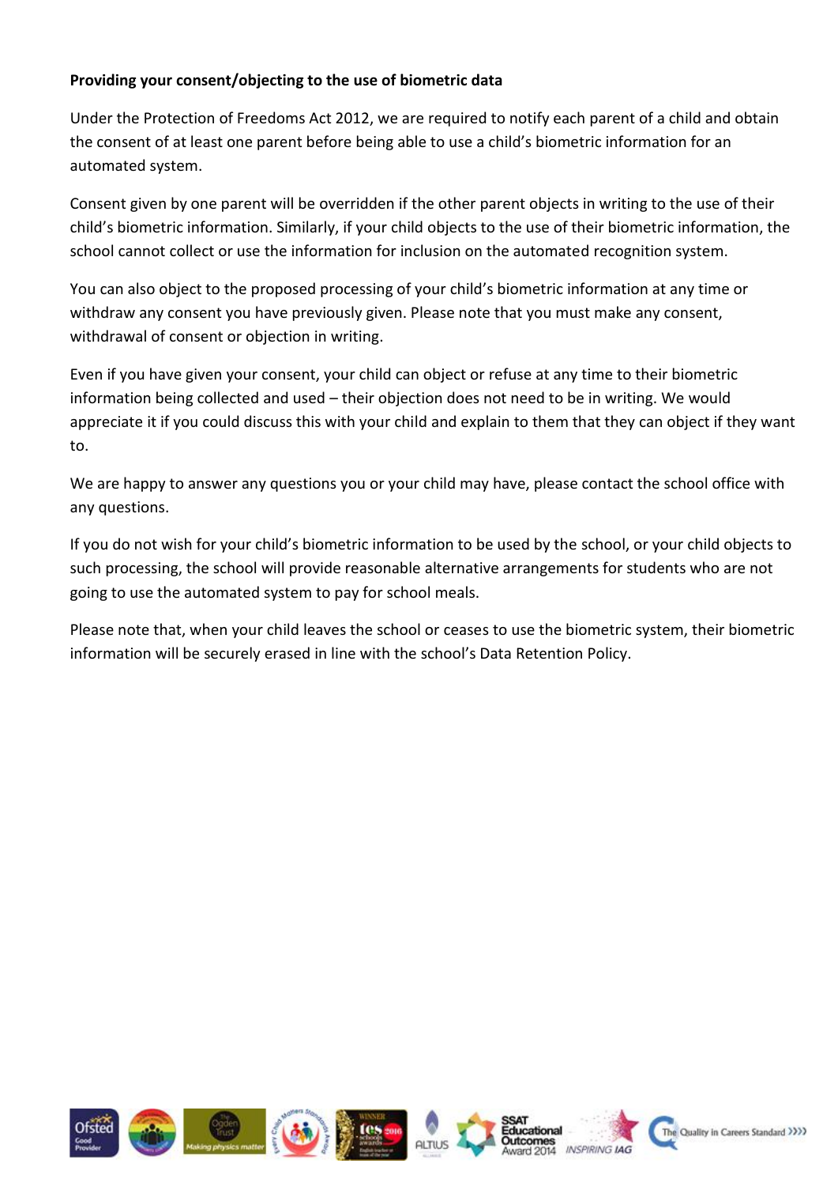**Providing your consent/objecting to the use of biometric data**

Under the Protection of Freedoms Act 2012, we are required to notify each parent of a child and obtain the consent of at least one parent before being able to use a child's biometric information for an automated system.

Consent given by one parent will be overridden if the other parent objects in writing to the use of their child's biometric information. Similarly, if your child objects to the use of their biometric information, the school cannot collect or use the information for inclusion on the automated recognition system.

You can also object to the proposed processing of your child's biometric information at any time or withdraw any consent you have previously given. Please note that you must make any consent, withdrawal of consent or objection in writing.

Even if you have given your consent, your child can object or refuse at any time to their biometric information being collected and used – their objection does not need to be in writing. We would appreciate it if you could discuss this with your child and explain to them that they can object if they want to.

We are happy to answer any questions you or your child may have, please contact the school office with any questions.

If you do not wish for your child's biometric information to be used by the school, or your child objects to such processing, the school will provide reasonable alternative arrangements for students who are not going to use the automated system to pay for school meals.

Please note that, when your child leaves the school or ceases to use the biometric system, their biometric information will be securely erased in line with the school's Data Retention Policy.